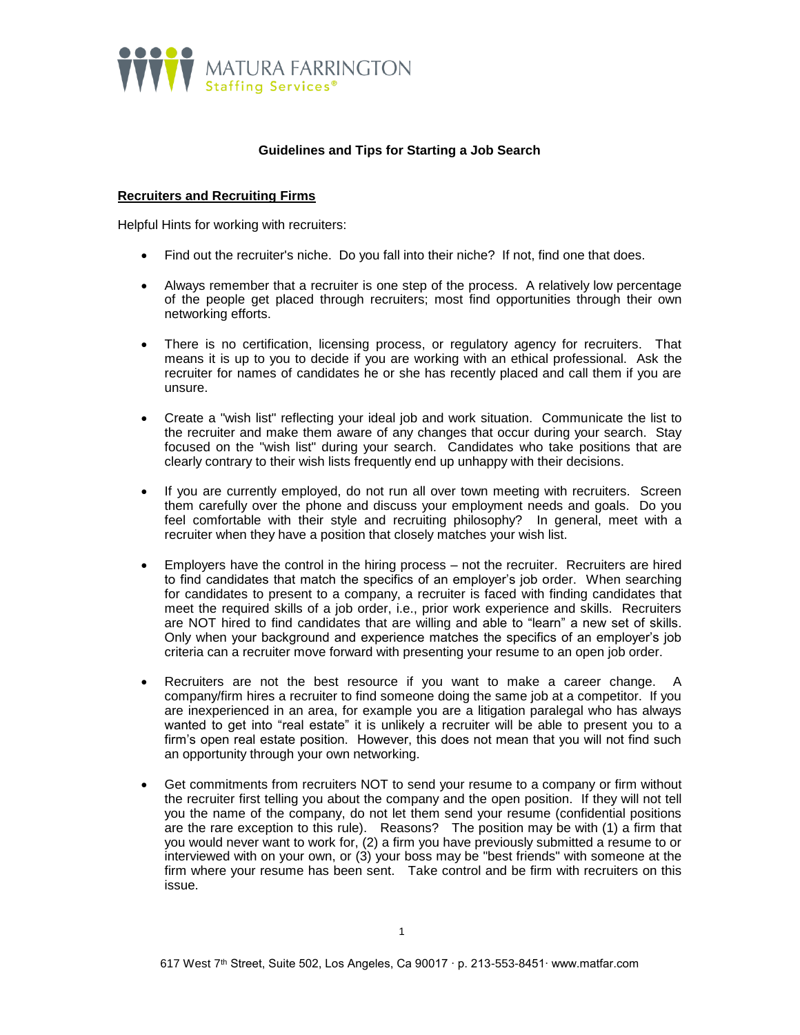MATURA FARRINGTON
Staffing Services®

## Guidelines and Tips for Starting a Job Search

### Recruiters and Recruiting Firms

Helpful Hints for working with recruiters:

- Find out the recruiter's niche. Do you fall into their niche? If not, find one that does.

- Always remember that a recruiter is one step of the process. A relatively low percentage of the people get placed through recruiters; most find opportunities through their own networking efforts.

- There is no certification, licensing process, or regulatory agency for recruiters. That means it is up to you to decide if you are working with an ethical professional. Ask the recruiter for names of candidates he or she has recently placed and call them if you are unsure.

- Create a "wish list" reflecting your ideal job and work situation. Communicate the list to the recruiter and make them aware of any changes that occur during your search. Stay focused on the "wish list" during your search. Candidates who take positions that are clearly contrary to their wish lists frequently end up unhappy with their decisions.

- If you are currently employed, do not run all over town meeting with recruiters. Screen them carefully over the phone and discuss your employment needs and goals. Do you feel comfortable with their style and recruiting philosophy? In general, meet with a recruiter when they have a position that closely matches your wish list.

- Employers have the control in the hiring process – not the recruiter. Recruiters are hired to find candidates that match the specifics of an employer's job order. When searching for candidates to present to a company, a recruiter is faced with finding candidates that meet the required skills of a job order, i.e., prior work experience and skills. Recruiters are NOT hired to find candidates that are willing and able to "learn" a new set of skills. Only when your background and experience matches the specifics of an employer's job criteria can a recruiter move forward with presenting your resume to an open job order.

- Recruiters are not the best resource if you want to make a career change. A company/firm hires a recruiter to find someone doing the same job at a competitor. If you are inexperienced in an area, for example you are a litigation paralegal who has always wanted to get into "real estate" it is unlikely a recruiter will be able to present you to a firm's open real estate position. However, this does not mean that you will not find such an opportunity through your own networking.

- Get commitments from recruiters NOT to send your resume to a company or firm without the recruiter first telling you about the company and the open position. If they will not tell you the name of the company, do not let them send your resume (confidential positions are the rare exception to this rule). Reasons? The position may be with (1) a firm that you would never want to work for, (2) a firm you have previously submitted a resume to or interviewed with on your own, or (3) your boss may be "best friends" with someone at the firm where your resume has been sent. Take control and be firm with recruiters on this issue.

617 West 7th Street, Suite 502, Los Angeles, Ca 90017 · p. 213-553-8451· www.matfar.com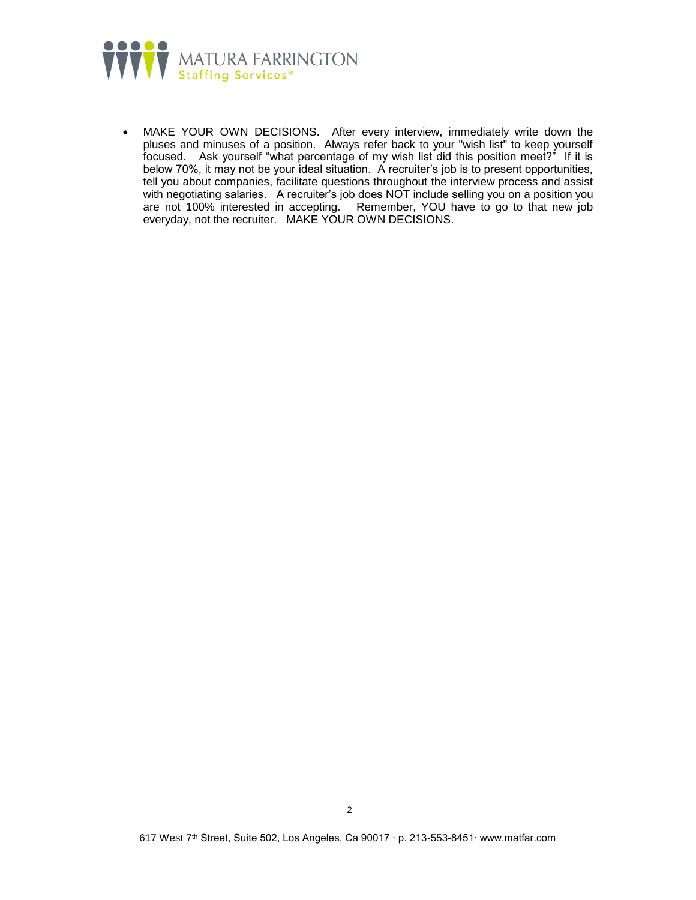- MAKE YOUR OWN DECISIONS. After every interview, immediately write down the pluses and minuses of a position. Always refer back to your "wish list" to keep yourself focused. Ask yourself "what percentage of my wish list did this position meet?" If it is below 70%, it may not be your ideal situation. A recruiter's job is to present opportunities, tell you about companies, facilitate questions throughout the interview process and assist with negotiating salaries. A recruiter's job does NOT include selling you on a position you are not 100% interested in accepting. Remember, YOU have to go to that new job everyday, not the recruiter. MAKE YOUR OWN DECISIONS.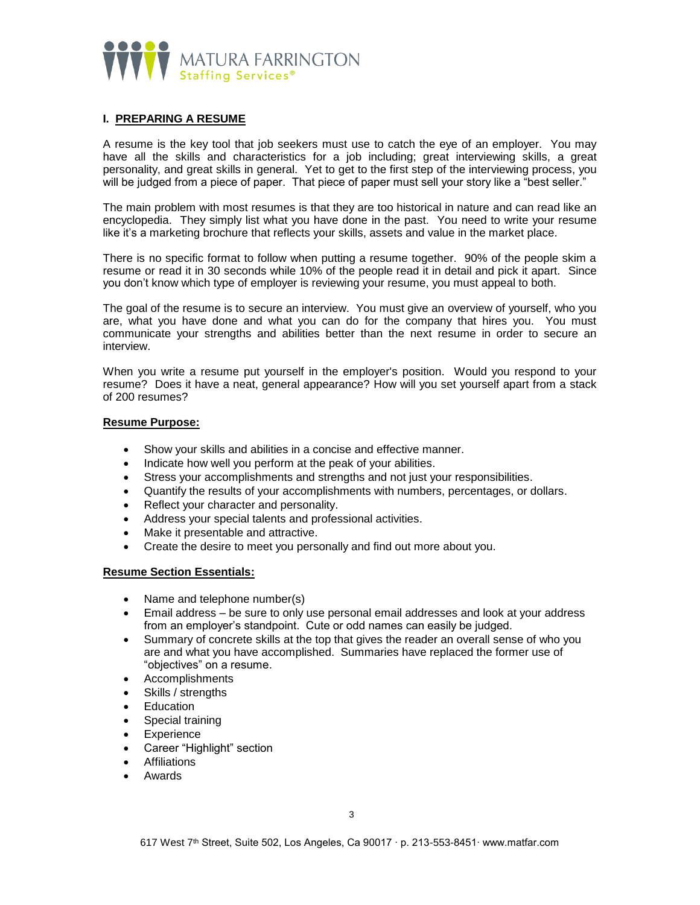## I. PREPARING A RESUME

A resume is the key tool that job seekers must use to catch the eye of an employer. You may have all the skills and characteristics for a job including; great interviewing skills, a great personality, and great skills in general. Yet to get to the first step of the interviewing process, you will be judged from a piece of paper. That piece of paper must sell your story like a "best seller."

The main problem with most resumes is that they are too historical in nature and can read like an encyclopedia. They simply list what you have done in the past. You need to write your resume like it's a marketing brochure that reflects your skills, assets and value in the market place.

There is no specific format to follow when putting a resume together. 90% of the people skim a resume or read it in 30 seconds while 10% of the people read it in detail and pick it apart. Since you don't know which type of employer is reviewing your resume, you must appeal to both.

The goal of the resume is to secure an interview. You must give an overview of yourself, who you are, what you have done and what you can do for the company that hires you. You must communicate your strengths and abilities better than the next resume in order to secure an interview.

When you write a resume put yourself in the employer's position. Would you respond to your resume? Does it have a neat, general appearance? How will you set yourself apart from a stack of 200 resumes?

### Resume Purpose:

- Show your skills and abilities in a concise and effective manner.
- Indicate how well you perform at the peak of your abilities.
- Stress your accomplishments and strengths and not just your responsibilities.
- Quantify the results of your accomplishments with numbers, percentages, or dollars.
- Reflect your character and personality.
- Address your special talents and professional activities.
- Make it presentable and attractive.
- Create the desire to meet you personally and find out more about you.

### Resume Section Essentials:

- Name and telephone number(s)
- Email address – be sure to only use personal email addresses and look at your address from an employer's standpoint. Cute or odd names can easily be judged.
- Summary of concrete skills at the top that gives the reader an overall sense of who you are and what you have accomplished. Summaries have replaced the former use of "objectives" on a resume.
- Accomplishments
- Skills / strengths
- Education
- Special training
- Experience
- Career "Highlight" section
- Affiliations
- Awards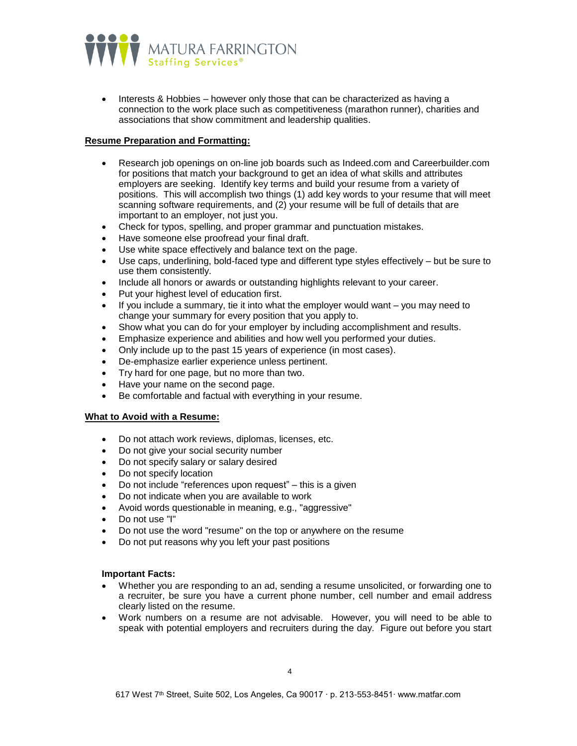- Interests & Hobbies – however only those that can be characterized as having a connection to the work place such as competitiveness (marathon runner), charities and associations that show commitment and leadership qualities.

**Resume Preparation and Formatting:**

- Research job openings on on-line job boards such as Indeed.com and Careerbuilder.com for positions that match your background to get an idea of what skills and attributes employers are seeking. Identify key terms and build your resume from a variety of positions. This will accomplish two things (1) add key words to your resume that will meet scanning software requirements, and (2) your resume will be full of details that are important to an employer, not just you.
- Check for typos, spelling, and proper grammar and punctuation mistakes.
- Have someone else proofread your final draft.
- Use white space effectively and balance text on the page.
- Use caps, underlining, bold-faced type and different type styles effectively – but be sure to use them consistently.
- Include all honors or awards or outstanding highlights relevant to your career.
- Put your highest level of education first.
- If you include a summary, tie it into what the employer would want – you may need to change your summary for every position that you apply to.
- Show what you can do for your employer by including accomplishment and results.
- Emphasize experience and abilities and how well you performed your duties.
- Only include up to the past 15 years of experience (in most cases).
- De-emphasize earlier experience unless pertinent.
- Try hard for one page, but no more than two.
- Have your name on the second page.
- Be comfortable and factual with everything in your resume.

**What to Avoid with a Resume:**

- Do not attach work reviews, diplomas, licenses, etc.
- Do not give your social security number
- Do not specify salary or salary desired
- Do not specify location
- Do not include "references upon request" – this is a given
- Do not indicate when you are available to work
- Avoid words questionable in meaning, e.g., "aggressive"
- Do not use "I"
- Do not use the word "resume" on the top or anywhere on the resume
- Do not put reasons why you left your past positions

**Important Facts:**

- Whether you are responding to an ad, sending a resume unsolicited, or forwarding one to a recruiter, be sure you have a current phone number, cell number and email address clearly listed on the resume.
- Work numbers on a resume are not advisable. However, you will need to be able to speak with potential employers and recruiters during the day. Figure out before you start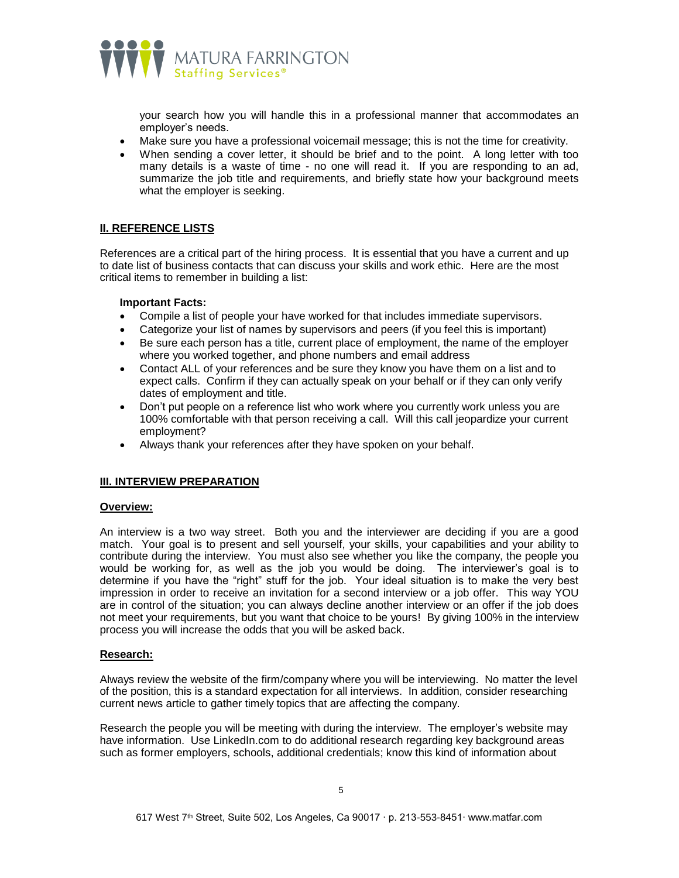your search how you will handle this in a professional manner that accommodates an employer's needs.

- Make sure you have a professional voicemail message; this is not the time for creativity.
- When sending a cover letter, it should be brief and to the point. A long letter with too many details is a waste of time - no one will read it. If you are responding to an ad, summarize the job title and requirements, and briefly state how your background meets what the employer is seeking.

## **II. REFERENCE LISTS**

References are a critical part of the hiring process. It is essential that you have a current and up to date list of business contacts that can discuss your skills and work ethic. Here are the most critical items to remember in building a list:

**Important Facts:**

- Compile a list of people your have worked for that includes immediate supervisors.
- Categorize your list of names by supervisors and peers (if you feel this is important)
- Be sure each person has a title, current place of employment, the name of the employer where you worked together, and phone numbers and email address
- Contact ALL of your references and be sure they know you have them on a list and to expect calls. Confirm if they can actually speak on your behalf or if they can only verify dates of employment and title.
- Don't put people on a reference list who work where you currently work unless you are 100% comfortable with that person receiving a call. Will this call jeopardize your current employment?
- Always thank your references after they have spoken on your behalf.

## **III. INTERVIEW PREPARATION**

### **Overview:**

An interview is a two way street. Both you and the interviewer are deciding if you are a good match. Your goal is to present and sell yourself, your skills, your capabilities and your ability to contribute during the interview. You must also see whether you like the company, the people you would be working for, as well as the job you would be doing. The interviewer's goal is to determine if you have the "right" stuff for the job. Your ideal situation is to make the very best impression in order to receive an invitation for a second interview or a job offer. This way YOU are in control of the situation; you can always decline another interview or an offer if the job does not meet your requirements, but you want that choice to be yours! By giving 100% in the interview process you will increase the odds that you will be asked back.

### **Research:**

Always review the website of the firm/company where you will be interviewing. No matter the level of the position, this is a standard expectation for all interviews. In addition, consider researching current news article to gather timely topics that are affecting the company.

Research the people you will be meeting with during the interview. The employer's website may have information. Use LinkedIn.com to do additional research regarding key background areas such as former employers, schools, additional credentials; know this kind of information about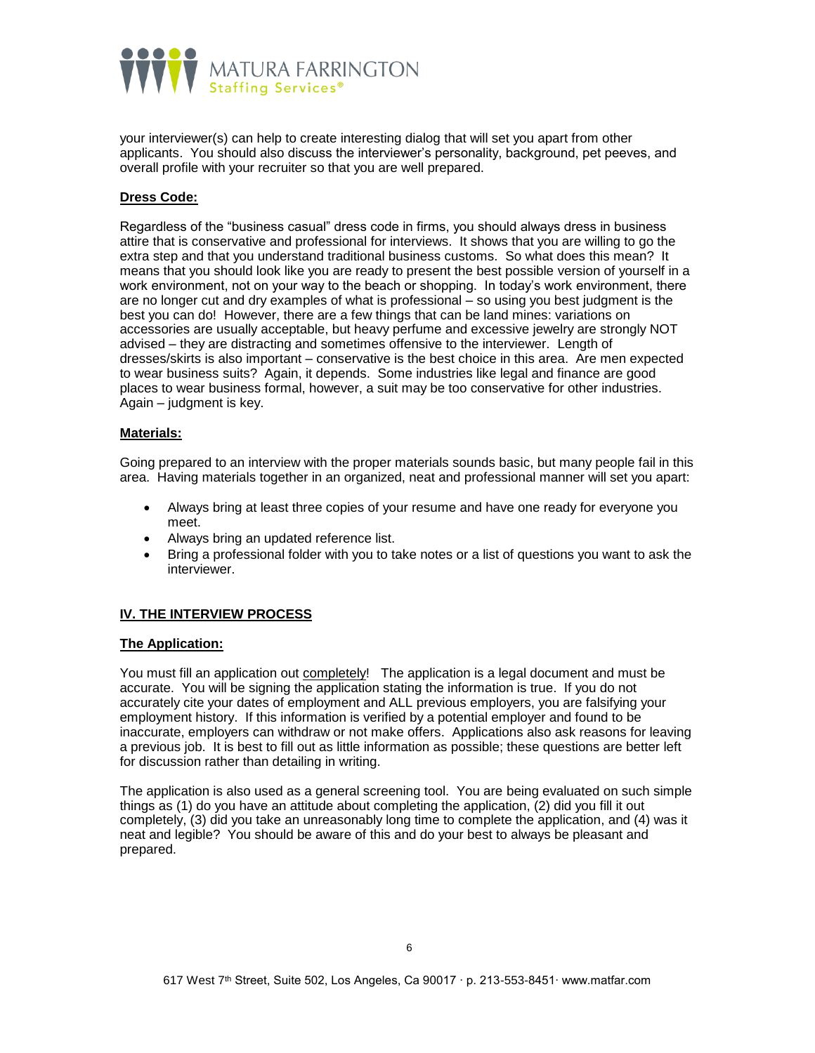your interviewer(s) can help to create interesting dialog that will set you apart from other applicants. You should also discuss the interviewer's personality, background, pet peeves, and overall profile with your recruiter so that you are well prepared.

**<u>Dress Code:</u>**

Regardless of the "business casual" dress code in firms, you should always dress in business attire that is conservative and professional for interviews. It shows that you are willing to go the extra step and that you understand traditional business customs. So what does this mean? It means that you should look like you are ready to present the best possible version of yourself in a work environment, not on your way to the beach or shopping. In today's work environment, there are no longer cut and dry examples of what is professional – so using you best judgment is the best you can do! However, there are a few things that can be land mines: variations on accessories are usually acceptable, but heavy perfume and excessive jewelry are strongly NOT advised – they are distracting and sometimes offensive to the interviewer. Length of dresses/skirts is also important – conservative is the best choice in this area. Are men expected to wear business suits? Again, it depends. Some industries like legal and finance are good places to wear business formal, however, a suit may be too conservative for other industries. Again – judgment is key.

**<u>Materials:</u>**

Going prepared to an interview with the proper materials sounds basic, but many people fail in this area. Having materials together in an organized, neat and professional manner will set you apart:

- Always bring at least three copies of your resume and have one ready for everyone you meet.
- Always bring an updated reference list.
- Bring a professional folder with you to take notes or a list of questions you want to ask the interviewer.

## <u>IV. THE INTERVIEW PROCESS</u>

**<u>The Application:</u>**

You must fill an application out <u>completely</u>! The application is a legal document and must be accurate. You will be signing the application stating the information is true. If you do not accurately cite your dates of employment and ALL previous employers, you are falsifying your employment history. If this information is verified by a potential employer and found to be inaccurate, employers can withdraw or not make offers. Applications also ask reasons for leaving a previous job. It is best to fill out as little information as possible; these questions are better left for discussion rather than detailing in writing.

The application is also used as a general screening tool. You are being evaluated on such simple things as (1) do you have an attitude about completing the application, (2) did you fill it out completely, (3) did you take an unreasonably long time to complete the application, and (4) was it neat and legible? You should be aware of this and do your best to always be pleasant and prepared.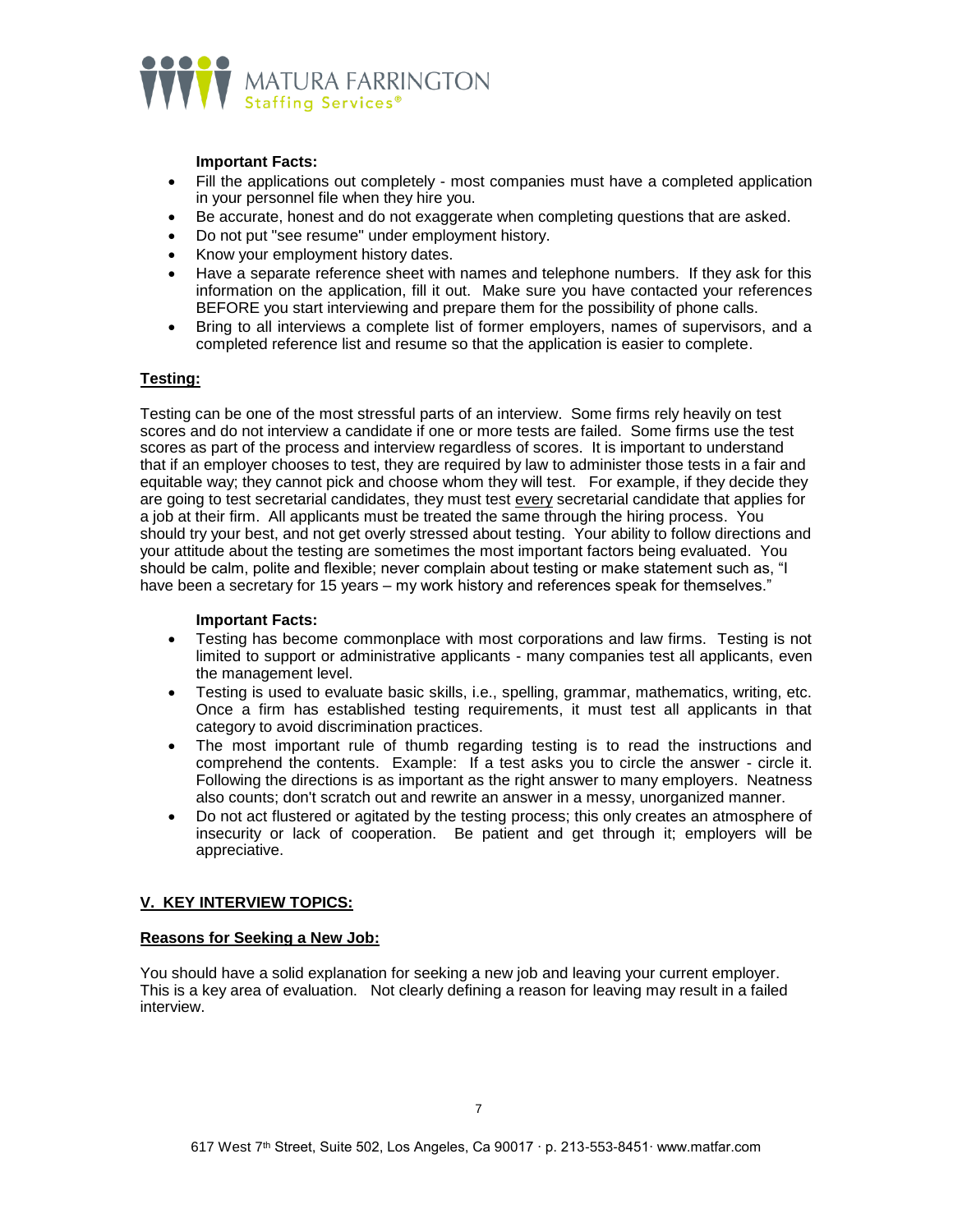**Important Facts:**

- Fill the applications out completely - most companies must have a completed application in your personnel file when they hire you.
- Be accurate, honest and do not exaggerate when completing questions that are asked.
- Do not put "see resume" under employment history.
- Know your employment history dates.
- Have a separate reference sheet with names and telephone numbers. If they ask for this information on the application, fill it out. Make sure you have contacted your references BEFORE you start interviewing and prepare them for the possibility of phone calls.
- Bring to all interviews a complete list of former employers, names of supervisors, and a completed reference list and resume so that the application is easier to complete.

## Testing:

Testing can be one of the most stressful parts of an interview. Some firms rely heavily on test scores and do not interview a candidate if one or more tests are failed. Some firms use the test scores as part of the process and interview regardless of scores. It is important to understand that if an employer chooses to test, they are required by law to administer those tests in a fair and equitable way; they cannot pick and choose whom they will test. For example, if they decide they are going to test secretarial candidates, they must test every secretarial candidate that applies for a job at their firm. All applicants must be treated the same through the hiring process. You should try your best, and not get overly stressed about testing. Your ability to follow directions and your attitude about the testing are sometimes the most important factors being evaluated. You should be calm, polite and flexible; never complain about testing or make statement such as, "I have been a secretary for 15 years – my work history and references speak for themselves."

**Important Facts:**

- Testing has become commonplace with most corporations and law firms. Testing is not limited to support or administrative applicants - many companies test all applicants, even the management level.
- Testing is used to evaluate basic skills, i.e., spelling, grammar, mathematics, writing, etc. Once a firm has established testing requirements, it must test all applicants in that category to avoid discrimination practices.
- The most important rule of thumb regarding testing is to read the instructions and comprehend the contents. Example: If a test asks you to circle the answer - circle it. Following the directions is as important as the right answer to many employers. Neatness also counts; don't scratch out and rewrite an answer in a messy, unorganized manner.
- Do not act flustered or agitated by the testing process; this only creates an atmosphere of insecurity or lack of cooperation. Be patient and get through it; employers will be appreciative.

## V. KEY INTERVIEW TOPICS:

### Reasons for Seeking a New Job:

You should have a solid explanation for seeking a new job and leaving your current employer. This is a key area of evaluation. Not clearly defining a reason for leaving may result in a failed interview.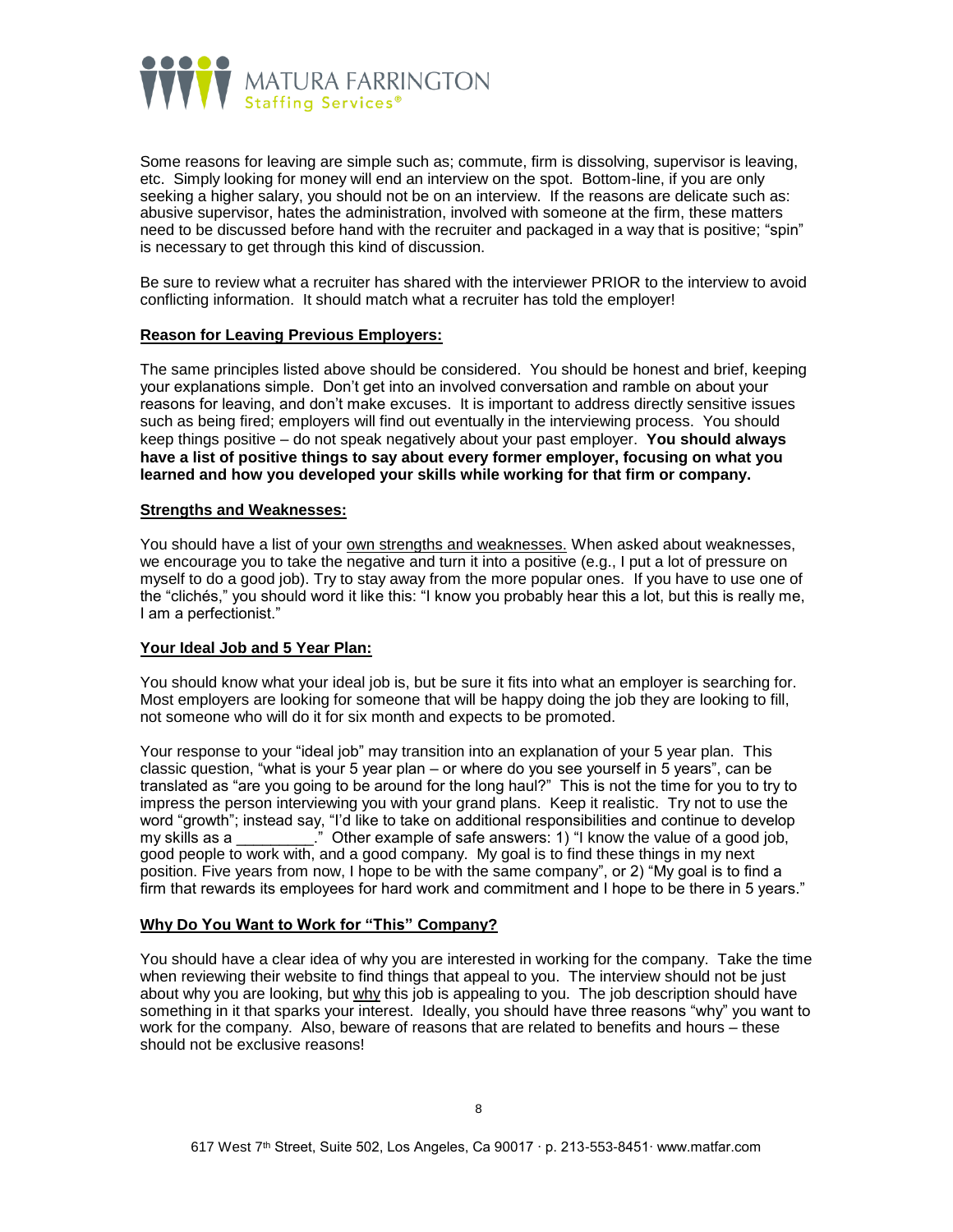Some reasons for leaving are simple such as; commute, firm is dissolving, supervisor is leaving, etc. Simply looking for money will end an interview on the spot. Bottom-line, if you are only seeking a higher salary, you should not be on an interview. If the reasons are delicate such as: abusive supervisor, hates the administration, involved with someone at the firm, these matters need to be discussed before hand with the recruiter and packaged in a way that is positive; "spin" is necessary to get through this kind of discussion.

Be sure to review what a recruiter has shared with the interviewer PRIOR to the interview to avoid conflicting information. It should match what a recruiter has told the employer!

**Reason for Leaving Previous Employers:**

The same principles listed above should be considered. You should be honest and brief, keeping your explanations simple. Don't get into an involved conversation and ramble on about your reasons for leaving, and don't make excuses. It is important to address directly sensitive issues such as being fired; employers will find out eventually in the interviewing process. You should keep things positive – do not speak negatively about your past employer. **You should always have a list of positive things to say about every former employer, focusing on what you learned and how you developed your skills while working for that firm or company.**

**Strengths and Weaknesses:**

You should have a list of your own strengths and weaknesses. When asked about weaknesses, we encourage you to take the negative and turn it into a positive (e.g., I put a lot of pressure on myself to do a good job). Try to stay away from the more popular ones. If you have to use one of the "clichés," you should word it like this: "I know you probably hear this a lot, but this is really me, I am a perfectionist."

**Your Ideal Job and 5 Year Plan:**

You should know what your ideal job is, but be sure it fits into what an employer is searching for. Most employers are looking for someone that will be happy doing the job they are looking to fill, not someone who will do it for six month and expects to be promoted.

Your response to your "ideal job" may transition into an explanation of your 5 year plan. This classic question, "what is your 5 year plan – or where do you see yourself in 5 years", can be translated as "are you going to be around for the long haul?" This is not the time for you to try to impress the person interviewing you with your grand plans. Keep it realistic. Try not to use the word "growth"; instead say, "I'd like to take on additional responsibilities and continue to develop my skills as a _________." Other example of safe answers: 1) "I know the value of a good job, good people to work with, and a good company. My goal is to find these things in my next position. Five years from now, I hope to be with the same company", or 2) "My goal is to find a firm that rewards its employees for hard work and commitment and I hope to be there in 5 years."

**Why Do You Want to Work for "This" Company?**

You should have a clear idea of why you are interested in working for the company. Take the time when reviewing their website to find things that appeal to you. The interview should not be just about why you are looking, but why this job is appealing to you. The job description should have something in it that sparks your interest. Ideally, you should have three reasons "why" you want to work for the company. Also, beware of reasons that are related to benefits and hours – these should not be exclusive reasons!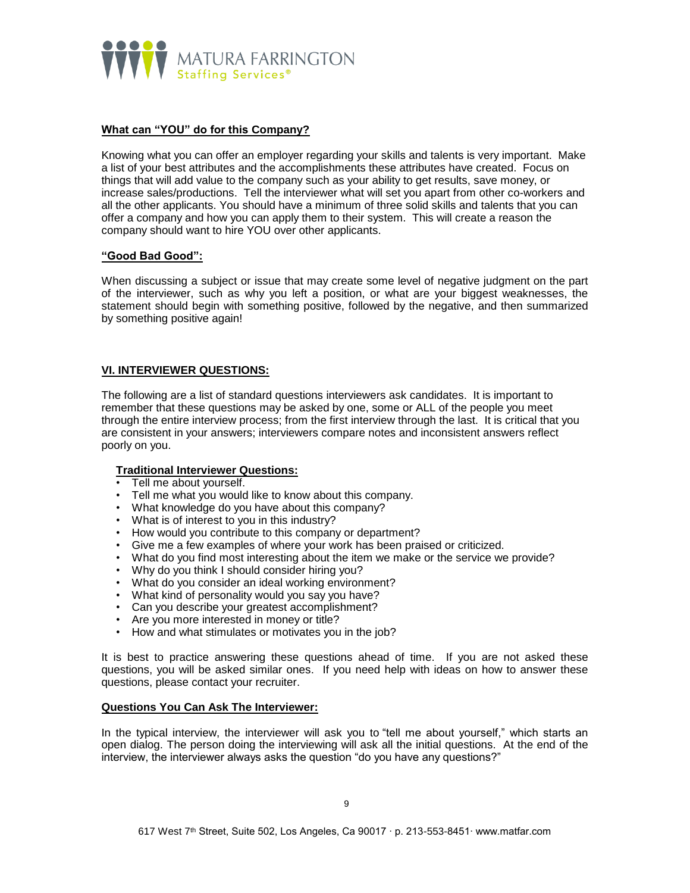**What can "YOU" do for this Company?**

Knowing what you can offer an employer regarding your skills and talents is very important. Make a list of your best attributes and the accomplishments these attributes have created. Focus on things that will add value to the company such as your ability to get results, save money, or increase sales/productions. Tell the interviewer what will set you apart from other co-workers and all the other applicants. You should have a minimum of three solid skills and talents that you can offer a company and how you can apply them to their system. This will create a reason the company should want to hire YOU over other applicants.

**"Good Bad Good":**

When discussing a subject or issue that may create some level of negative judgment on the part of the interviewer, such as why you left a position, or what are your biggest weaknesses, the statement should begin with something positive, followed by the negative, and then summarized by something positive again!

## VI. INTERVIEWER QUESTIONS:

The following are a list of standard questions interviewers ask candidates. It is important to remember that these questions may be asked by one, some or ALL of the people you meet through the entire interview process; from the first interview through the last. It is critical that you are consistent in your answers; interviewers compare notes and inconsistent answers reflect poorly on you.

**Traditional Interviewer Questions:**

- Tell me about yourself.
- Tell me what you would like to know about this company.
- What knowledge do you have about this company?
- What is of interest to you in this industry?
- How would you contribute to this company or department?
- Give me a few examples of where your work has been praised or criticized.
- What do you find most interesting about the item we make or the service we provide?
- Why do you think I should consider hiring you?
- What do you consider an ideal working environment?
- What kind of personality would you say you have?
- Can you describe your greatest accomplishment?
- Are you more interested in money or title?
- How and what stimulates or motivates you in the job?

It is best to practice answering these questions ahead of time. If you are not asked these questions, you will be asked similar ones. If you need help with ideas on how to answer these questions, please contact your recruiter.

**Questions You Can Ask The Interviewer:**

In the typical interview, the interviewer will ask you to "tell me about yourself," which starts an open dialog. The person doing the interviewing will ask all the initial questions. At the end of the interview, the interviewer always asks the question "do you have any questions?"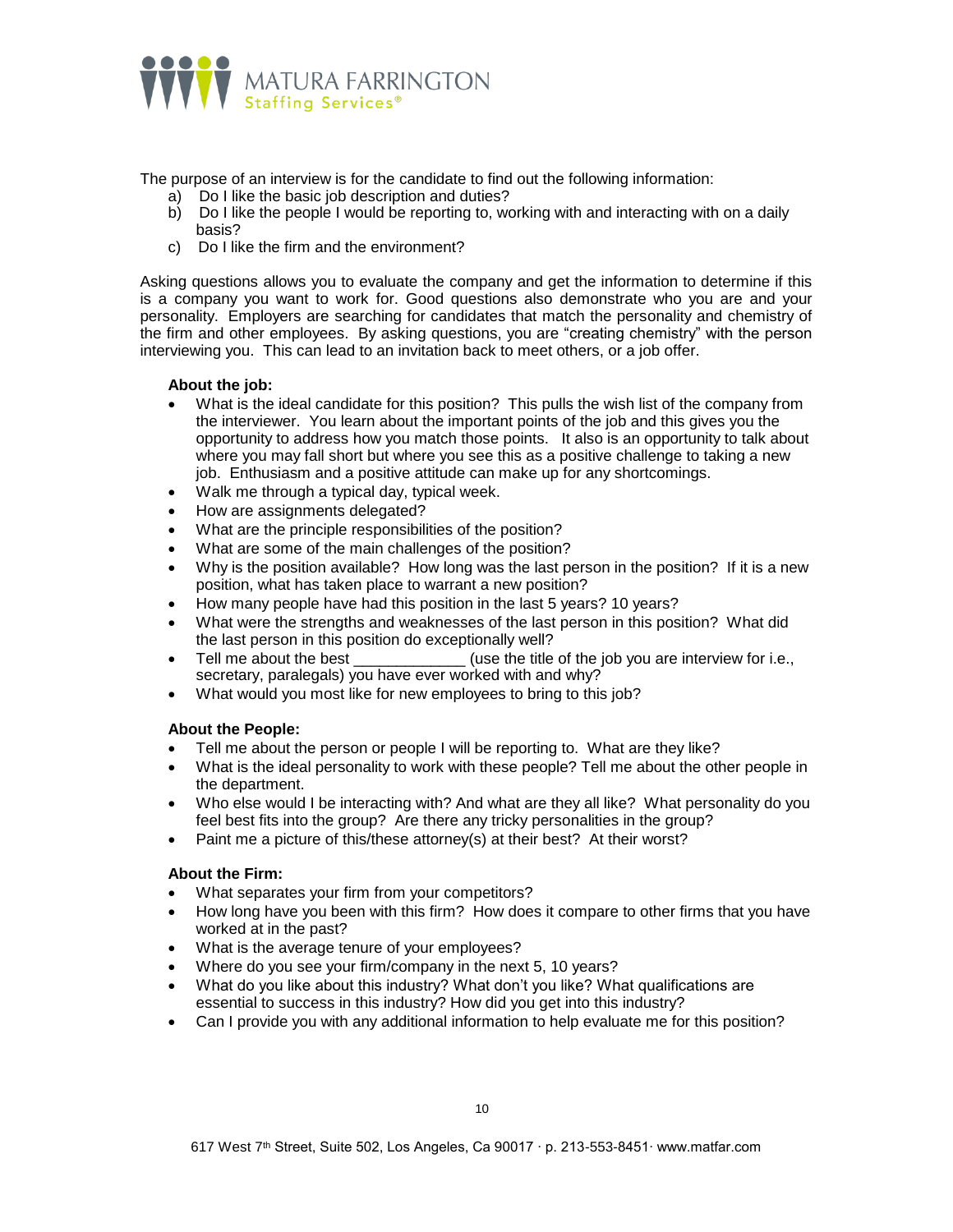The purpose of an interview is for the candidate to find out the following information:

a) Do I like the basic job description and duties?
b) Do I like the people I would be reporting to, working with and interacting with on a daily basis?
c) Do I like the firm and the environment?

Asking questions allows you to evaluate the company and get the information to determine if this is a company you want to work for. Good questions also demonstrate who you are and your personality. Employers are searching for candidates that match the personality and chemistry of the firm and other employees. By asking questions, you are "creating chemistry" with the person interviewing you. This can lead to an invitation back to meet others, or a job offer.

**About the job:**

- What is the ideal candidate for this position? This pulls the wish list of the company from the interviewer. You learn about the important points of the job and this gives you the opportunity to address how you match those points. It also is an opportunity to talk about where you may fall short but where you see this as a positive challenge to taking a new job. Enthusiasm and a positive attitude can make up for any shortcomings.
- Walk me through a typical day, typical week.
- How are assignments delegated?
- What are the principle responsibilities of the position?
- What are some of the main challenges of the position?
- Why is the position available? How long was the last person in the position? If it is a new position, what has taken place to warrant a new position?
- How many people have had this position in the last 5 years? 10 years?
- What were the strengths and weaknesses of the last person in this position? What did the last person in this position do exceptionally well?
- Tell me about the best _____________ (use the title of the job you are interview for i.e., secretary, paralegals) you have ever worked with and why?
- What would you most like for new employees to bring to this job?

**About the People:**

- Tell me about the person or people I will be reporting to. What are they like?
- What is the ideal personality to work with these people? Tell me about the other people in the department.
- Who else would I be interacting with? And what are they all like? What personality do you feel best fits into the group? Are there any tricky personalities in the group?
- Paint me a picture of this/these attorney(s) at their best? At their worst?

**About the Firm:**

- What separates your firm from your competitors?
- How long have you been with this firm? How does it compare to other firms that you have worked at in the past?
- What is the average tenure of your employees?
- Where do you see your firm/company in the next 5, 10 years?
- What do you like about this industry? What don't you like? What qualifications are essential to success in this industry? How did you get into this industry?
- Can I provide you with any additional information to help evaluate me for this position?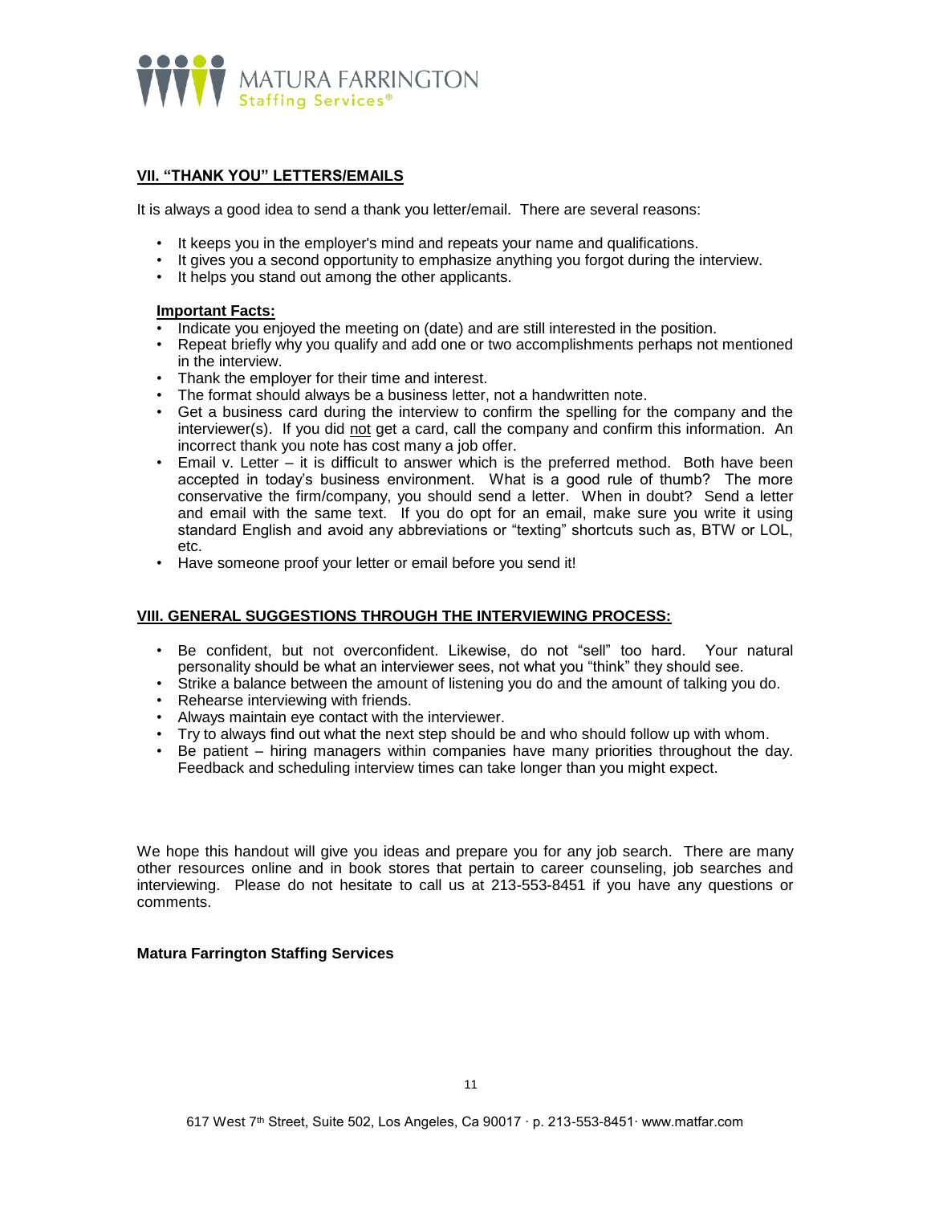## VII. "THANK YOU" LETTERS/EMAILS

It is always a good idea to send a thank you letter/email. There are several reasons:

- It keeps you in the employer's mind and repeats your name and qualifications.
- It gives you a second opportunity to emphasize anything you forgot during the interview.
- It helps you stand out among the other applicants.

**Important Facts:**

- Indicate you enjoyed the meeting on (date) and are still interested in the position.
- Repeat briefly why you qualify and add one or two accomplishments perhaps not mentioned in the interview.
- Thank the employer for their time and interest.
- The format should always be a business letter, not a handwritten note.
- Get a business card during the interview to confirm the spelling for the company and the interviewer(s). If you did not get a card, call the company and confirm this information. An incorrect thank you note has cost many a job offer.
- Email v. Letter – it is difficult to answer which is the preferred method. Both have been accepted in today's business environment. What is a good rule of thumb? The more conservative the firm/company, you should send a letter. When in doubt? Send a letter and email with the same text. If you do opt for an email, make sure you write it using standard English and avoid any abbreviations or "texting" shortcuts such as, BTW or LOL, etc.
- Have someone proof your letter or email before you send it!

## VIII. GENERAL SUGGESTIONS THROUGH THE INTERVIEWING PROCESS:

- Be confident, but not overconfident. Likewise, do not "sell" too hard. Your natural personality should be what an interviewer sees, not what you "think" they should see.
- Strike a balance between the amount of listening you do and the amount of talking you do.
- Rehearse interviewing with friends.
- Always maintain eye contact with the interviewer.
- Try to always find out what the next step should be and who should follow up with whom.
- Be patient – hiring managers within companies have many priorities throughout the day. Feedback and scheduling interview times can take longer than you might expect.

We hope this handout will give you ideas and prepare you for any job search. There are many other resources online and in book stores that pertain to career counseling, job searches and interviewing. Please do not hesitate to call us at 213-553-8451 if you have any questions or comments.

**Matura Farrington Staffing Services**